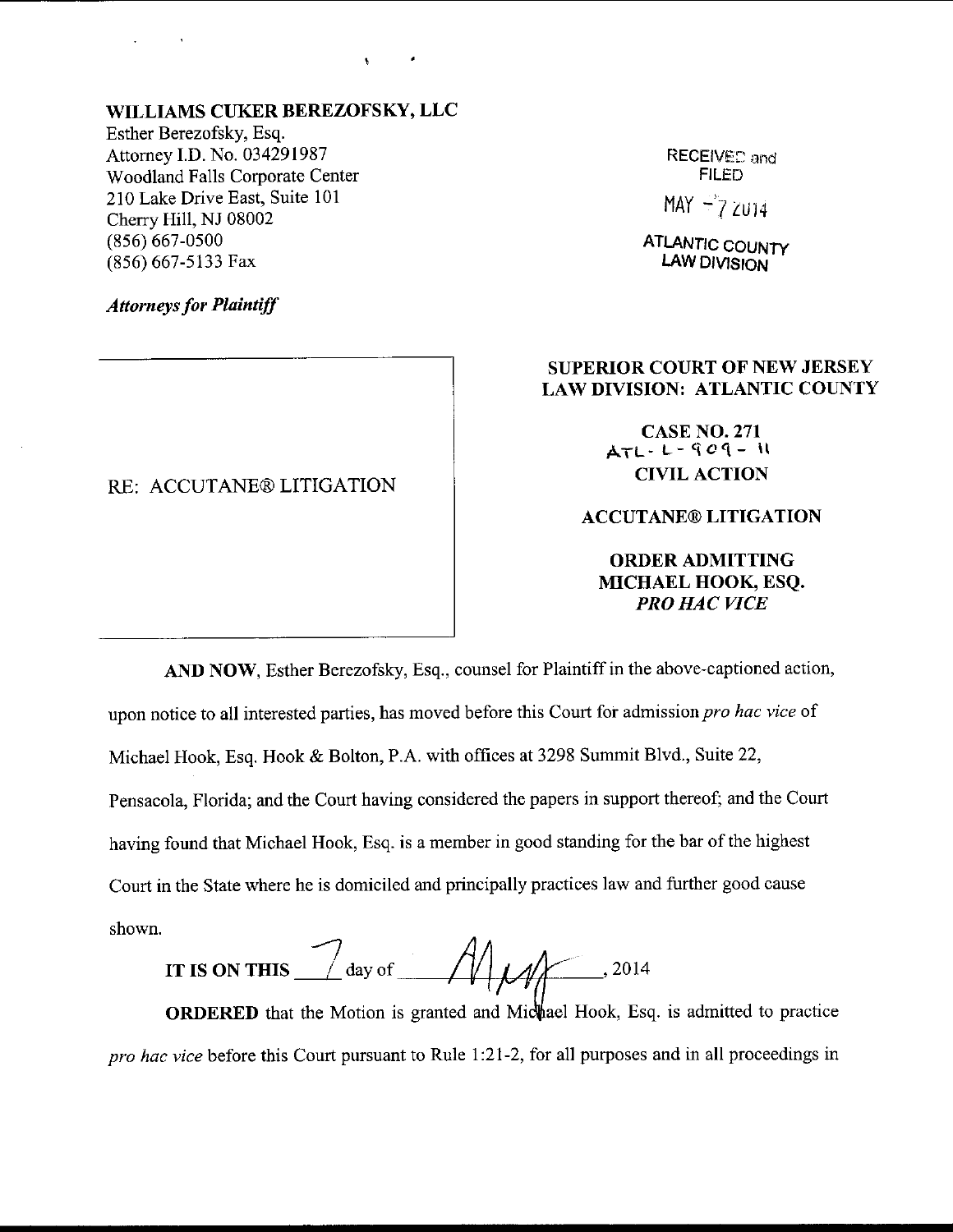**WILLIAMS CUKER BEREZOFSKY, LLC**
Esther Berezofsky, Esq.
Attorney I.D. No. 034291987
Woodland Falls Corporate Center
210 Lake Drive East, Suite 101
Cherry Hill, NJ 08002
(856) 667-0500
(856) 667-5133 Fax

*Attorneys for Plaintiff*

RECEIVED and FILED
MAY - 7 2014
ATLANTIC COUNTY
LAW DIVISION

RE: ACCUTANE® LITIGATION

**SUPERIOR COURT OF NEW JERSEY**
**LAW DIVISION: ATLANTIC COUNTY**

**CASE NO. 271**
ATL-L-909-11
**CIVIL ACTION**

**ACCUTANE® LITIGATION**

**ORDER ADMITTING MICHAEL HOOK, ESQ.** ***PRO HAC VICE***

**AND NOW**, Esther Berezofsky, Esq., counsel for Plaintiff in the above-captioned action, upon notice to all interested parties, has moved before this Court for admission *pro hac vice* of Michael Hook, Esq. Hook & Bolton, P.A. with offices at 3298 Summit Blvd., Suite 22, Pensacola, Florida; and the Court having considered the papers in support thereof; and the Court having found that Michael Hook, Esq. is a member in good standing for the bar of the highest Court in the State where he is domiciled and principally practices law and further good cause shown.

**IT IS ON THIS** 7 day of May, 2014

**ORDERED** that the Motion is granted and Michael Hook, Esq. is admitted to practice *pro hac vice* before this Court pursuant to Rule 1:21-2, for all purposes and in all proceedings in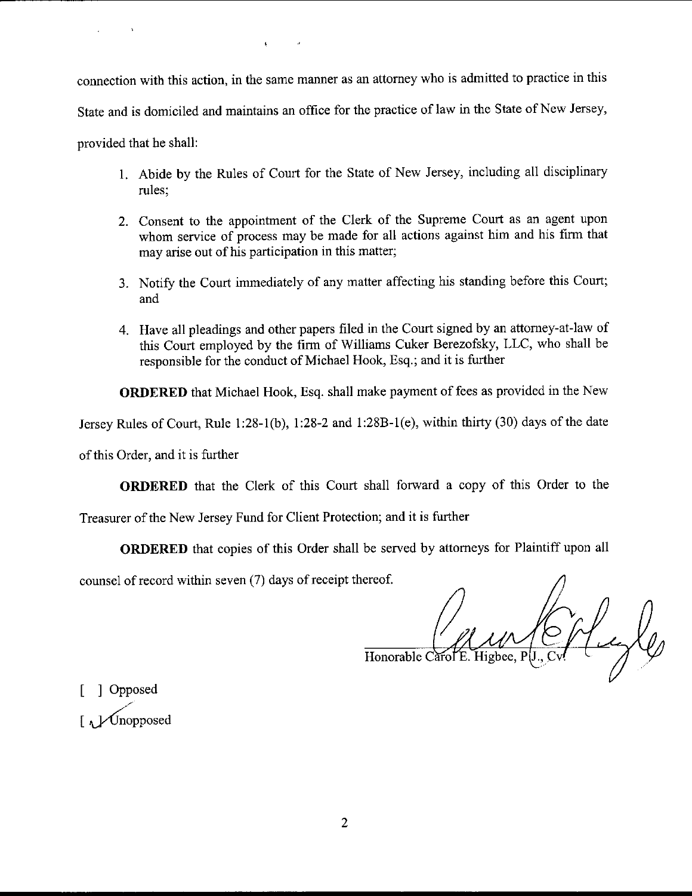connection with this action, in the same manner as an attorney who is admitted to practice in this State and is domiciled and maintains an office for the practice of law in the State of New Jersey, provided that he shall:

1. Abide by the Rules of Court for the State of New Jersey, including all disciplinary rules;

2. Consent to the appointment of the Clerk of the Supreme Court as an agent upon whom service of process may be made for all actions against him and his firm that may arise out of his participation in this matter;

3. Notify the Court immediately of any matter affecting his standing before this Court; and

4. Have all pleadings and other papers filed in the Court signed by an attorney-at-law of this Court employed by the firm of Williams Cuker Berezofsky, LLC, who shall be responsible for the conduct of Michael Hook, Esq.; and it is further

**ORDERED** that Michael Hook, Esq. shall make payment of fees as provided in the New Jersey Rules of Court, Rule 1:28-1(b), 1:28-2 and 1:28B-1(e), within thirty (30) days of the date of this Order, and it is further

**ORDERED** that the Clerk of this Court shall forward a copy of this Order to the Treasurer of the New Jersey Fund for Client Protection; and it is further

**ORDERED** that copies of this Order shall be served by attorneys for Plaintiff upon all counsel of record within seven (7) days of receipt thereof.

Honorable Carol E. Higbee, P.J., Cv.

[ ] Opposed

[ ✓ ] Unopposed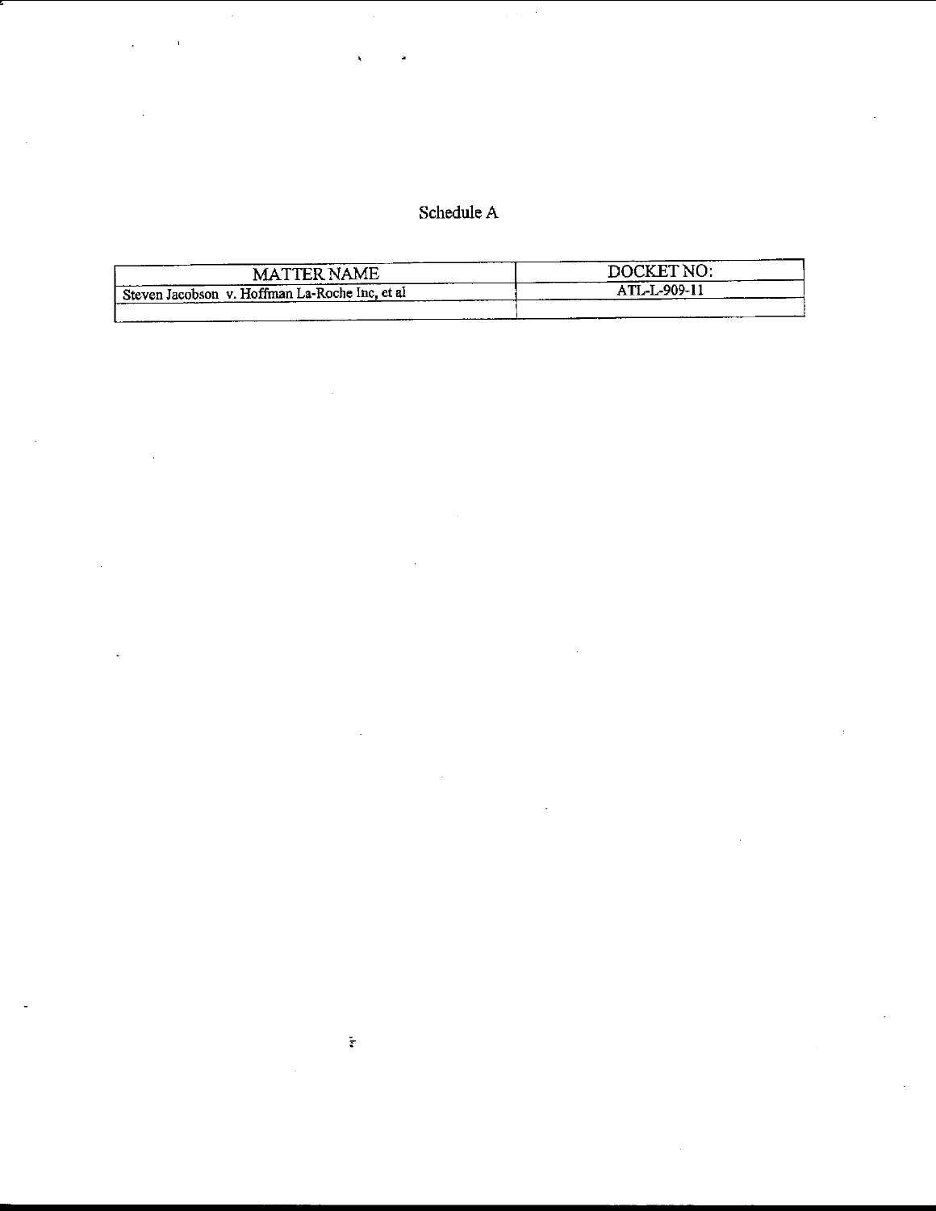# Schedule A

| MATTER NAME | DOCKET NO: |
|---|---|
| Steven Jacobson v. Hoffman La-Roche Inc, et al | ATL-L-909-11 |
| | |